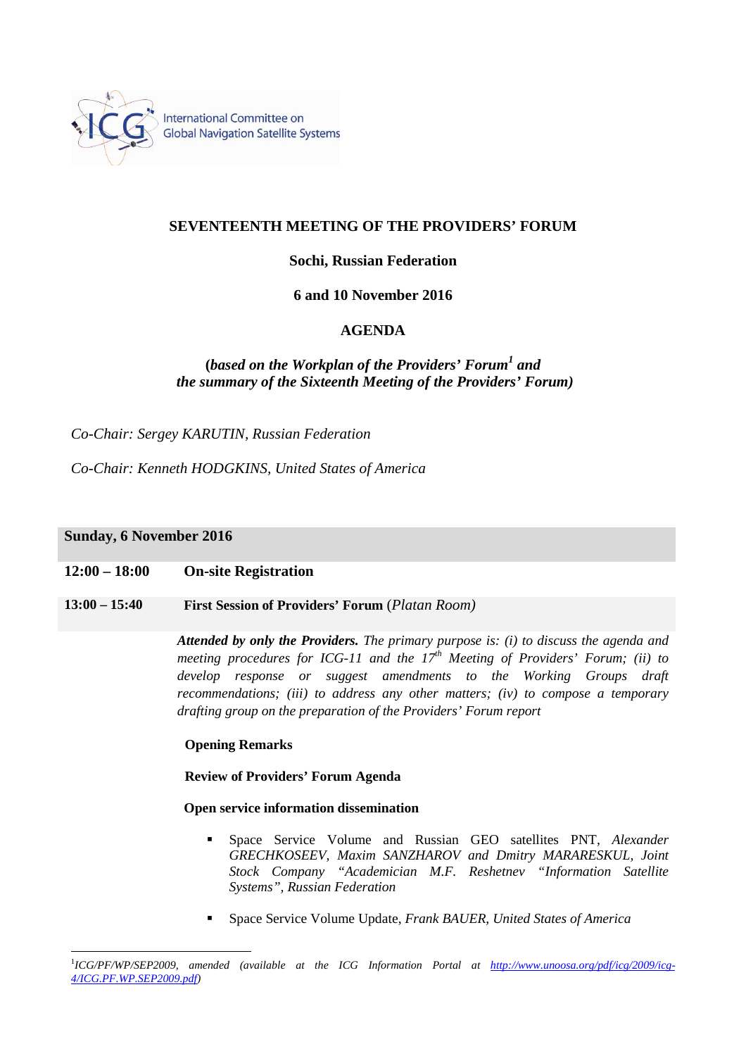International Committee on Global Navigation Satellite Systems

# SEVENTEENTH MEETING OF THE PROVIDERS' FORUM

**Sochi, Russian Federation**

**6 and 10 November 2016**

## AGENDA

***(based on the Workplan of the Providers' Forum[1] and the summary of the Sixteenth Meeting of the Providers' Forum)***

*Co-Chair: Sergey KARUTIN, Russian Federation*

*Co-Chair: Kenneth HODGKINS, United States of America*

### Sunday, 6 November 2016

**12:00 – 18:00** **On-site Registration**

**13:00 – 15:40** **First Session of Providers' Forum** (*Platan Room*)

***Attended by only the Providers.*** *The primary purpose is: (i) to discuss the agenda and meeting procedures for ICG-11 and the 17th Meeting of Providers' Forum; (ii) to develop response or suggest amendments to the Working Groups draft recommendations; (iii) to address any other matters; (iv) to compose a temporary drafting group on the preparation of the Providers' Forum report*

**Opening Remarks**

**Review of Providers' Forum Agenda**

**Open service information dissemination**

- Space Service Volume and Russian GEO satellites PNT, *Alexander GRECHKOSEEV, Maxim SANZHAROV and Dmitry MARARESKUL, Joint Stock Company "Academician M.F. Reshetnev "Information Satellite Systems", Russian Federation*
- Space Service Volume Update, *Frank BAUER, United States of America*

---

[1] *ICG/PF/WP/SEP2009, amended (available at the ICG Information Portal at http://www.unoosa.org/pdf/icg/2009/icg-4/ICG.PF.WP.SEP2009.pdf)*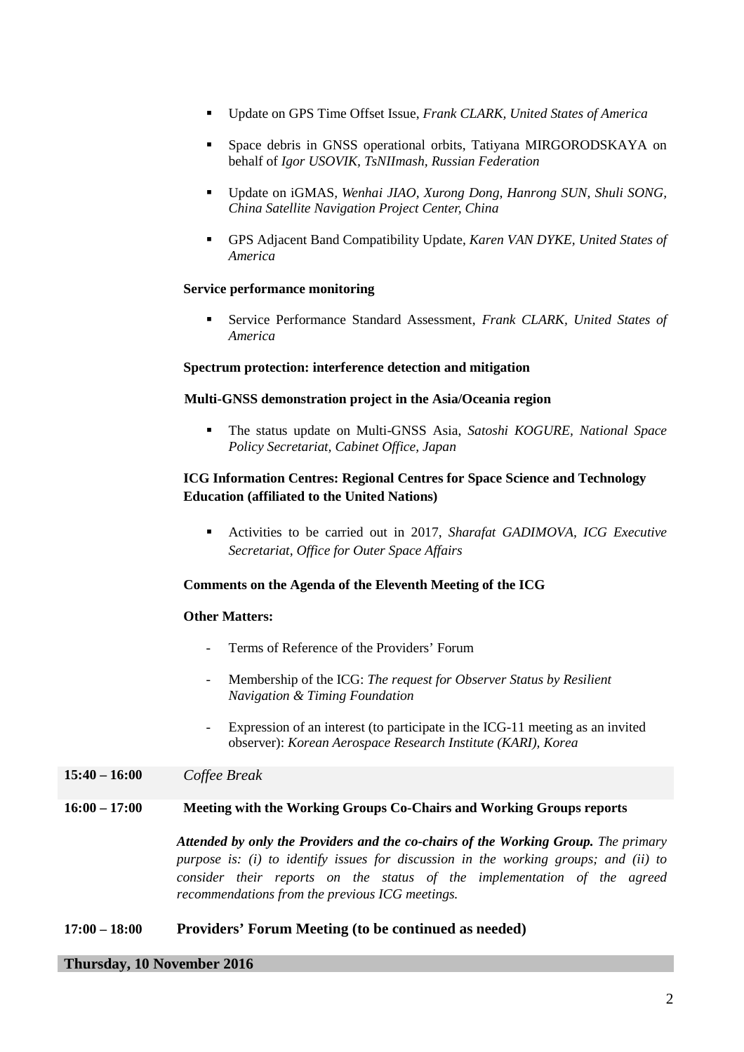- Update on GPS Time Offset Issue, *Frank CLARK, United States of America*

- Space debris in GNSS operational orbits, Tatiyana MIRGORODSKAYA on behalf of *Igor USOVIK, TsNIImash, Russian Federation*

- Update on iGMAS, *Wenhai JIAO, Xurong Dong, Hanrong SUN, Shuli SONG, China Satellite Navigation Project Center, China*

- GPS Adjacent Band Compatibility Update, *Karen VAN DYKE, United States of America*

**Service performance monitoring**

- Service Performance Standard Assessment, *Frank CLARK, United States of America*

**Spectrum protection: interference detection and mitigation**

**Multi-GNSS demonstration project in the Asia/Oceania region**

- The status update on Multi-GNSS Asia, *Satoshi KOGURE, National Space Policy Secretariat, Cabinet Office, Japan*

**ICG Information Centres: Regional Centres for Space Science and Technology Education (affiliated to the United Nations)**

- Activities to be carried out in 2017, *Sharafat GADIMOVA, ICG Executive Secretariat, Office for Outer Space Affairs*

**Comments on the Agenda of the Eleventh Meeting of the ICG**

**Other Matters:**

- Terms of Reference of the Providers' Forum
- Membership of the ICG: *The request for Observer Status by Resilient Navigation & Timing Foundation*
- Expression of an interest (to participate in the ICG-11 meeting as an invited observer): *Korean Aerospace Research Institute (KARI), Korea*

**15:40 – 16:00** *Coffee Break*

**16:00 – 17:00** **Meeting with the Working Groups Co-Chairs and Working Groups reports**

***Attended by only the Providers and the co-chairs of the Working Group.*** *The primary purpose is: (i) to identify issues for discussion in the working groups; and (ii) to consider their reports on the status of the implementation of the agreed recommendations from the previous ICG meetings.*

**17:00 – 18:00** **Providers' Forum Meeting (to be continued as needed)**

**Thursday, 10 November 2016**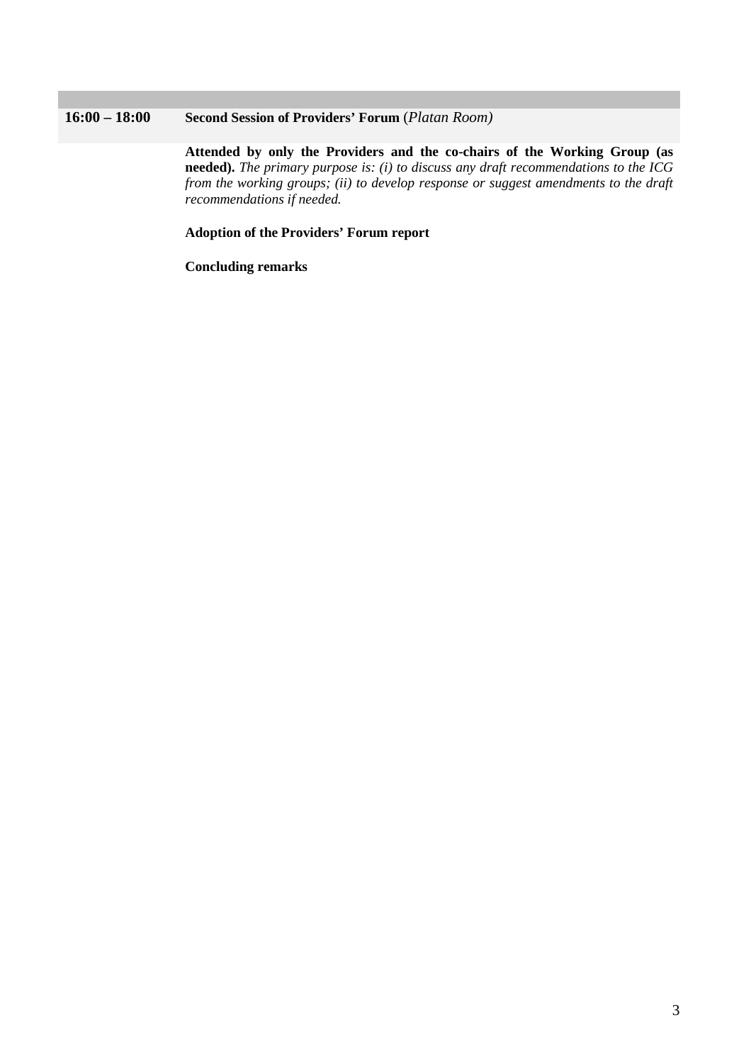| | |
|---|---|
| **16:00 – 18:00** | **Second Session of Providers' Forum** (*Platan Room)* |
| | **Attended by only the Providers and the co-chairs of the Working Group (as needed).** *The primary purpose is: (i) to discuss any draft recommendations to the ICG from the working groups; (ii) to develop response or suggest amendments to the draft recommendations if needed.* |
| | **Adoption of the Providers' Forum report** |
| | **Concluding remarks** |